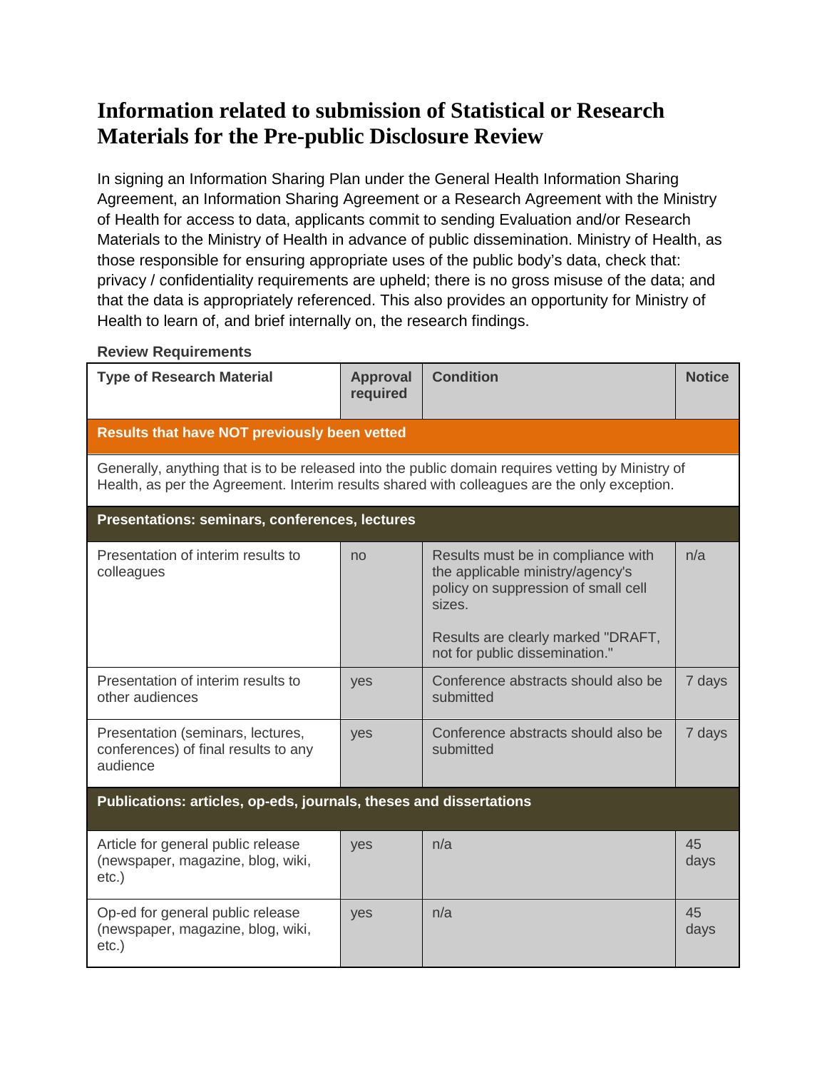# Information related to submission of Statistical or Research Materials for the Pre-public Disclosure Review

In signing an Information Sharing Plan under the General Health Information Sharing Agreement, an Information Sharing Agreement or a Research Agreement with the Ministry of Health for access to data, applicants commit to sending Evaluation and/or Research Materials to the Ministry of Health in advance of public dissemination. Ministry of Health, as those responsible for ensuring appropriate uses of the public body's data, check that: privacy / confidentiality requirements are upheld; there is no gross misuse of the data; and that the data is appropriately referenced. This also provides an opportunity for Ministry of Health to learn of, and brief internally on, the research findings.

**Review Requirements**

| Type of Research Material | Approval required | Condition | Notice |
|---|---|---|---|
| **Results that have NOT previously been vetted** | | | |
| Generally, anything that is to be released into the public domain requires vetting by Ministry of Health, as per the Agreement. Interim results shared with colleagues are the only exception. | | | |
| **Presentations: seminars, conferences, lectures** | | | |
| Presentation of interim results to colleagues | no | Results must be in compliance with the applicable ministry/agency's policy on suppression of small cell sizes.<br><br>Results are clearly marked "DRAFT, not for public dissemination." | n/a |
| Presentation of interim results to other audiences | yes | Conference abstracts should also be submitted | 7 days |
| Presentation (seminars, lectures, conferences) of final results to any audience | yes | Conference abstracts should also be submitted | 7 days |
| **Publications: articles, op-eds, journals, theses and dissertations** | | | |
| Article for general public release (newspaper, magazine, blog, wiki, etc.) | yes | n/a | 45 days |
| Op-ed for general public release (newspaper, magazine, blog, wiki, etc.) | yes | n/a | 45 days |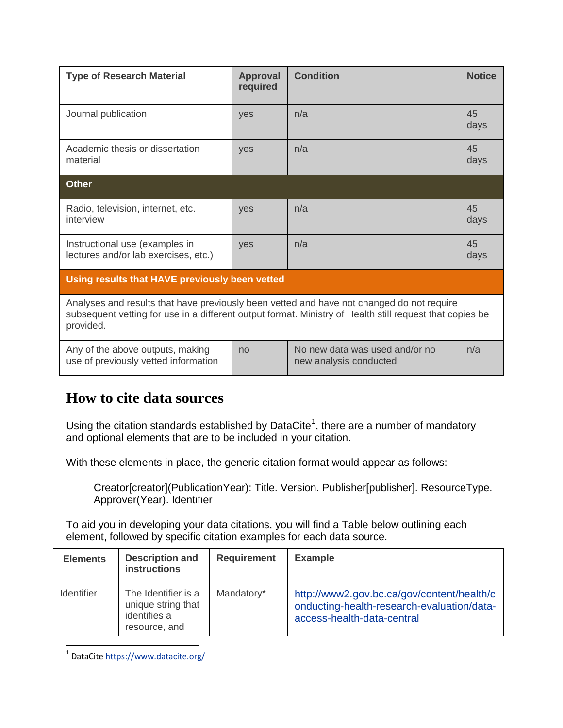| Type of Research Material | Approval required | Condition | Notice |
|---|---|---|---|
| Journal publication | yes | n/a | 45 days |
| Academic thesis or dissertation material | yes | n/a | 45 days |
| **Other** | | | |
| Radio, television, internet, etc. interview | yes | n/a | 45 days |
| Instructional use (examples in lectures and/or lab exercises, etc.) | yes | n/a | 45 days |
| **Using results that HAVE previously been vetted** | | | |
| Analyses and results that have previously been vetted and have not changed do not require subsequent vetting for use in a different output format. Ministry of Health still request that copies be provided. | | | |
| Any of the above outputs, making use of previously vetted information | no | No new data was used and/or no new analysis conducted | n/a |

## How to cite data sources

Using the citation standards established by DataCite[1], there are a number of mandatory and optional elements that are to be included in your citation.

With these elements in place, the generic citation format would appear as follows:

> Creator[creator](PublicationYear): Title. Version. Publisher[publisher]. ResourceType. Approver(Year). Identifier

To aid you in developing your data citations, you will find a Table below outlining each element, followed by specific citation examples for each data source.

| Elements | Description and instructions | Requirement | Example |
|---|---|---|---|
| Identifier | The Identifier is a unique string that identifies a resource, and | Mandatory* | http://www2.gov.bc.ca/gov/content/health/conducting-health-research-evaluation/data-access-health-data-central |

[1] DataCite https://www.datacite.org/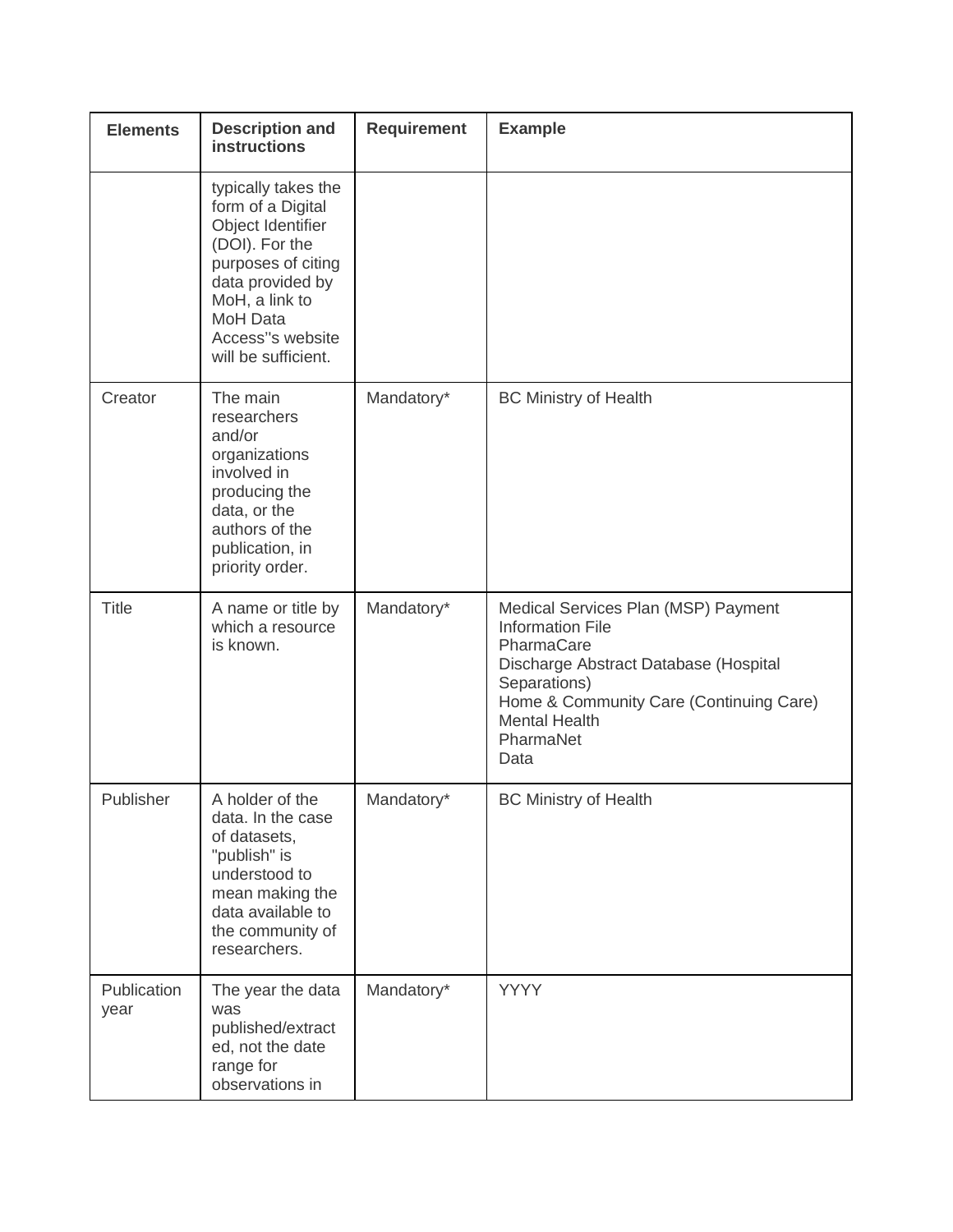| Elements | Description and instructions | Requirement | Example |
|---|---|---|---|
| | typically takes the form of a Digital Object Identifier (DOI). For the purposes of citing data provided by MoH, a link to MoH Data Access''s website will be sufficient. | | |
| Creator | The main researchers and/or organizations involved in producing the data, or the authors of the publication, in priority order. | Mandatory* | BC Ministry of Health |
| Title | A name or title by which a resource is known. | Mandatory* | Medical Services Plan (MSP) Payment Information File<br>PharmaCare<br>Discharge Abstract Database (Hospital Separations)<br>Home & Community Care (Continuing Care)<br>Mental Health<br>PharmaNet<br>Data |
| Publisher | A holder of the data. In the case of datasets, "publish" is understood to mean making the data available to the community of researchers. | Mandatory* | BC Ministry of Health |
| Publication year | The year the data was published/extracted, not the date range for observations in | Mandatory* | YYYY |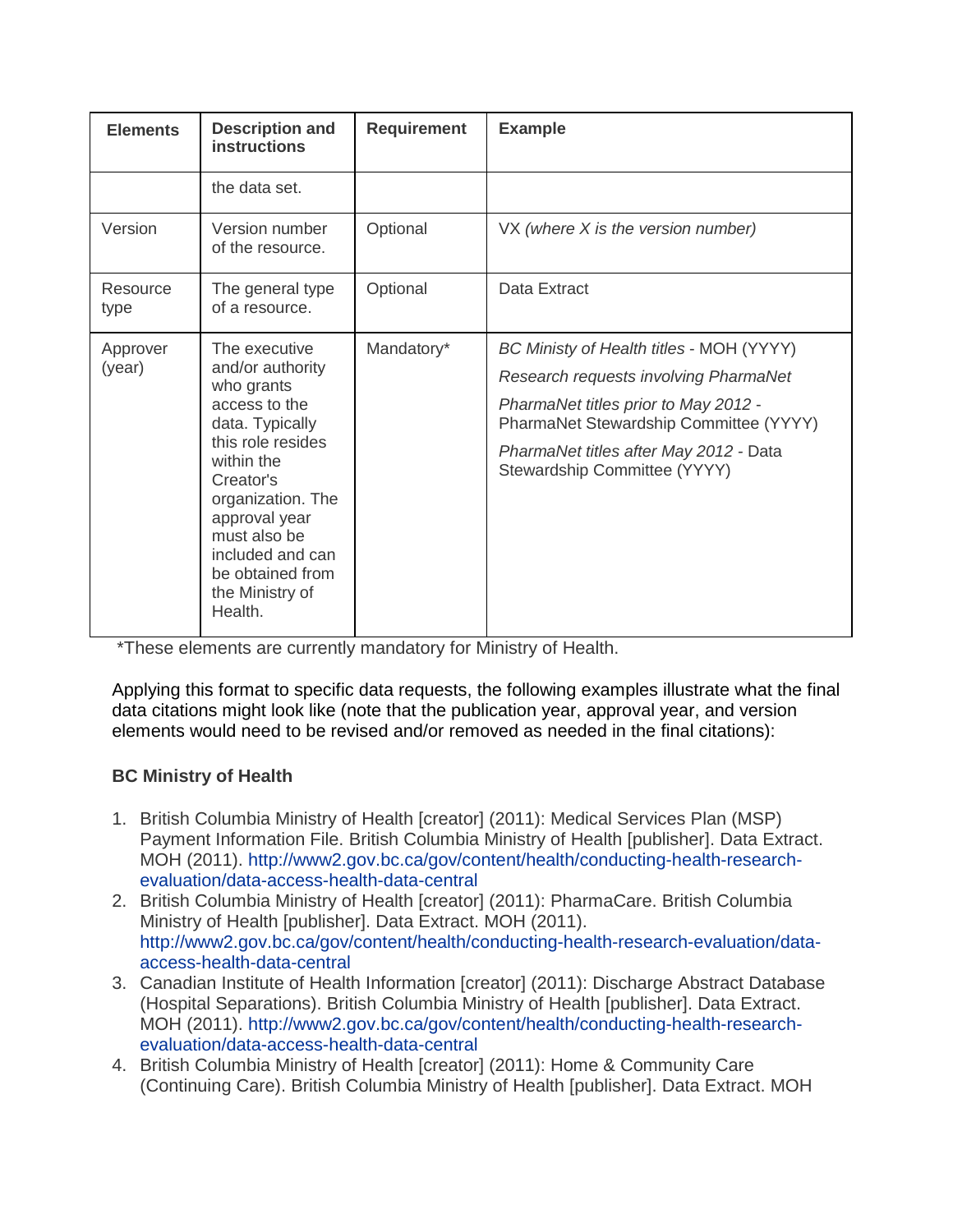| Elements | Description and instructions | Requirement | Example |
|---|---|---|---|
| | the data set. | | |
| Version | Version number of the resource. | Optional | VX *(where X is the version number)* |
| Resource type | The general type of a resource. | Optional | Data Extract |
| Approver (year) | The executive and/or authority who grants access to the data. Typically this role resides within the Creator's organization. The approval year must also be included and can be obtained from the Ministry of Health. | Mandatory* | *BC Ministy of Health titles* - MOH (YYYY)<br>*Research requests involving PharmaNet*<br>*PharmaNet titles prior to May 2012* - PharmaNet Stewardship Committee (YYYY)<br>*PharmaNet titles after May 2012* - Data Stewardship Committee (YYYY) |

*These elements are currently mandatory for Ministry of Health.

Applying this format to specific data requests, the following examples illustrate what the final data citations might look like (note that the publication year, approval year, and version elements would need to be revised and/or removed as needed in the final citations):

**BC Ministry of Health**

1. British Columbia Ministry of Health [creator] (2011): Medical Services Plan (MSP) Payment Information File. British Columbia Ministry of Health [publisher]. Data Extract. MOH (2011). http://www2.gov.bc.ca/gov/content/health/conducting-health-research-evaluation/data-access-health-data-central
2. British Columbia Ministry of Health [creator] (2011): PharmaCare. British Columbia Ministry of Health [publisher]. Data Extract. MOH (2011). http://www2.gov.bc.ca/gov/content/health/conducting-health-research-evaluation/data-access-health-data-central
3. Canadian Institute of Health Information [creator] (2011): Discharge Abstract Database (Hospital Separations). British Columbia Ministry of Health [publisher]. Data Extract. MOH (2011). http://www2.gov.bc.ca/gov/content/health/conducting-health-research-evaluation/data-access-health-data-central
4. British Columbia Ministry of Health [creator] (2011): Home & Community Care (Continuing Care). British Columbia Ministry of Health [publisher]. Data Extract. MOH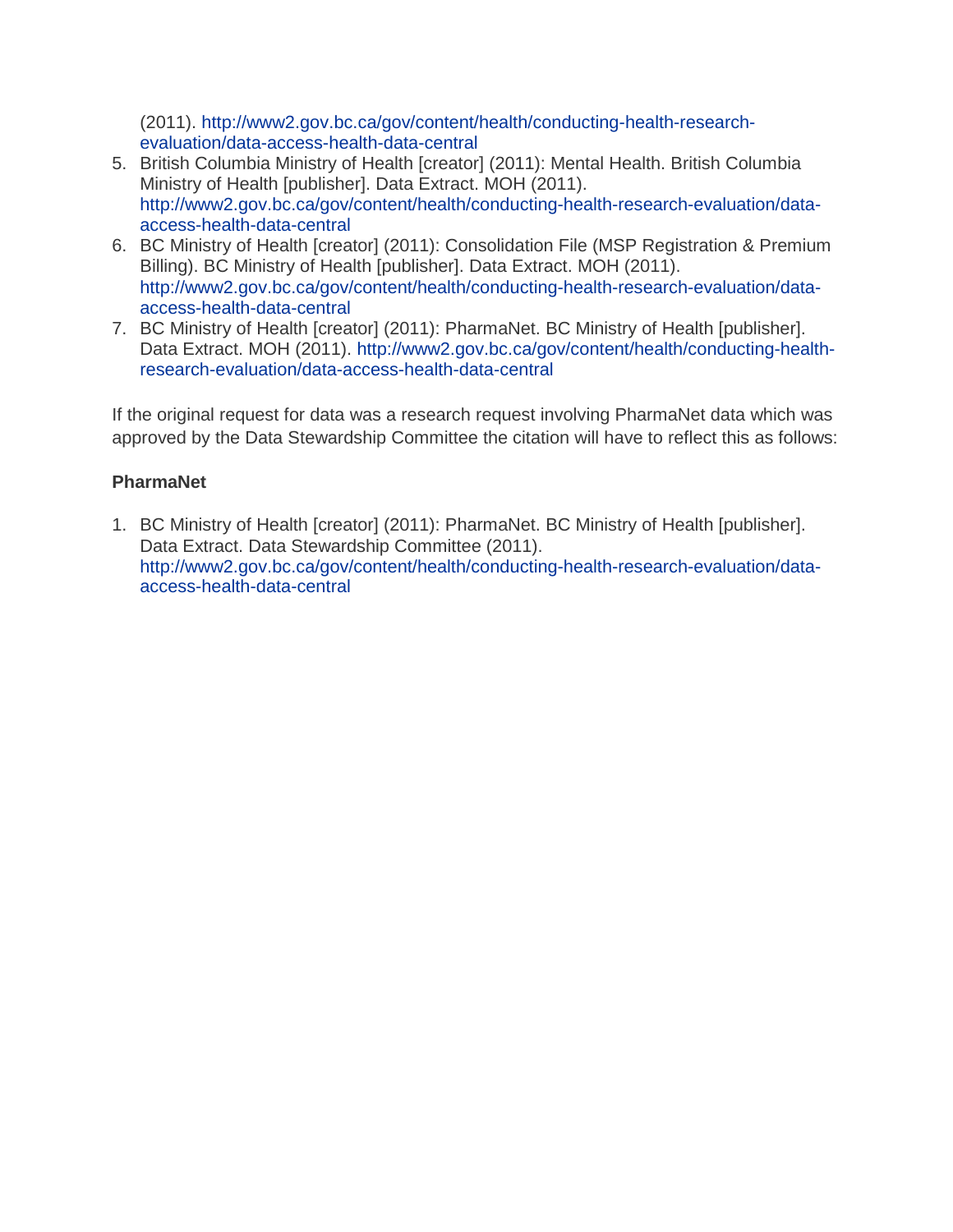(2011). http://www2.gov.bc.ca/gov/content/health/conducting-health-research-evaluation/data-access-health-data-central

5. British Columbia Ministry of Health [creator] (2011): Mental Health. British Columbia Ministry of Health [publisher]. Data Extract. MOH (2011). http://www2.gov.bc.ca/gov/content/health/conducting-health-research-evaluation/data-access-health-data-central
6. BC Ministry of Health [creator] (2011): Consolidation File (MSP Registration & Premium Billing). BC Ministry of Health [publisher]. Data Extract. MOH (2011). http://www2.gov.bc.ca/gov/content/health/conducting-health-research-evaluation/data-access-health-data-central
7. BC Ministry of Health [creator] (2011): PharmaNet. BC Ministry of Health [publisher]. Data Extract. MOH (2011). http://www2.gov.bc.ca/gov/content/health/conducting-health-research-evaluation/data-access-health-data-central

If the original request for data was a research request involving PharmaNet data which was approved by the Data Stewardship Committee the citation will have to reflect this as follows:

**PharmaNet**

1. BC Ministry of Health [creator] (2011): PharmaNet. BC Ministry of Health [publisher]. Data Extract. Data Stewardship Committee (2011). http://www2.gov.bc.ca/gov/content/health/conducting-health-research-evaluation/data-access-health-data-central